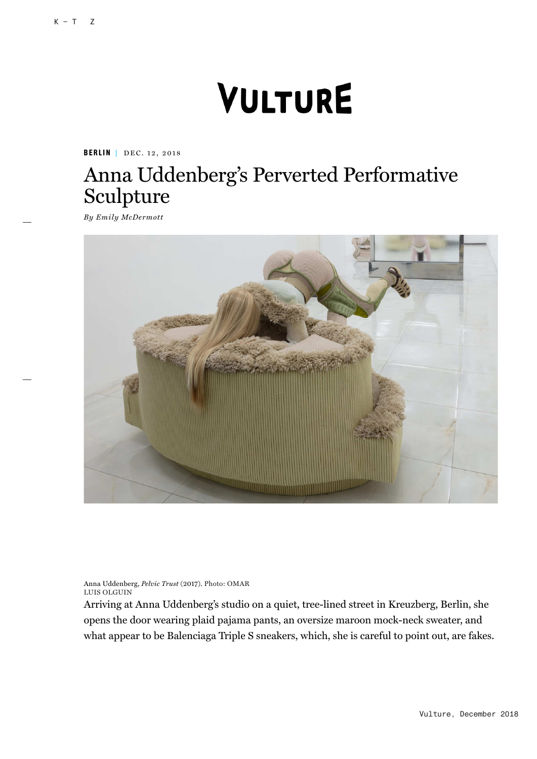# VULTURE

**BERLIN** | DEC. 12, 2018

## Anna Uddenberg's Perverted Performative Sculpture

*By Emily McDermott*

Anna Uddenberg, *Pelvic Trust* (2017). Photo: OMAR LUIS OLGUIN

Arriving at Anna Uddenberg's studio on a quiet, tree-lined street in Kreuzberg, Berlin, she opens the door wearing plaid pajama pants, an oversize maroon mock-neck sweater, and what appear to be Balenciaga Triple S sneakers, which, she is careful to point out, are fakes.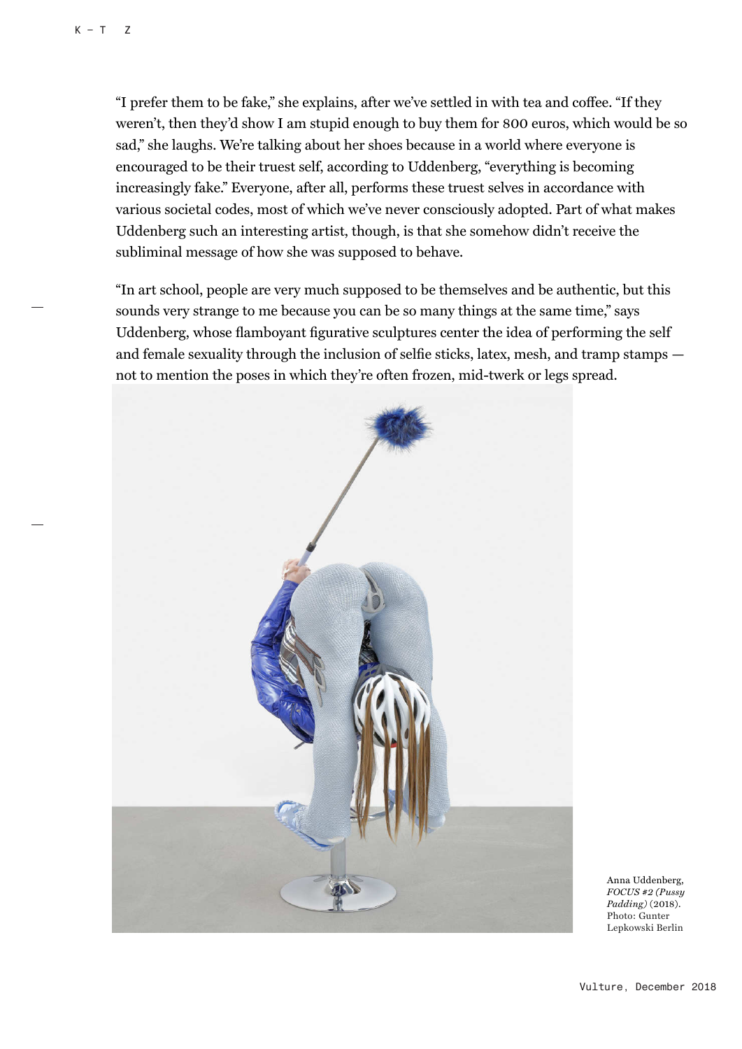"I prefer them to be fake," she explains, after we've settled in with tea and coffee. "If they weren't, then they'd show I am stupid enough to buy them for 800 euros, which would be so sad," she laughs. We're talking about her shoes because in a world where everyone is encouraged to be their truest self, according to Uddenberg, "everything is becoming increasingly fake." Everyone, after all, performs these truest selves in accordance with various societal codes, most of which we've never consciously adopted. Part of what makes Uddenberg such an interesting artist, though, is that she somehow didn't receive the subliminal message of how she was supposed to behave.

"In art school, people are very much supposed to be themselves and be authentic, but this sounds very strange to me because you can be so many things at the same time," says Uddenberg, whose flamboyant figurative sculptures center the idea of performing the self and female sexuality through the inclusion of selfie sticks, latex, mesh, and tramp stamps — not to mention the poses in which they're often frozen, mid-twerk or legs spread.

Anna Uddenberg, *FOCUS #2 (Pussy Padding)* (2018). Photo: Gunter Lepkowski Berlin

Vulture, December 2018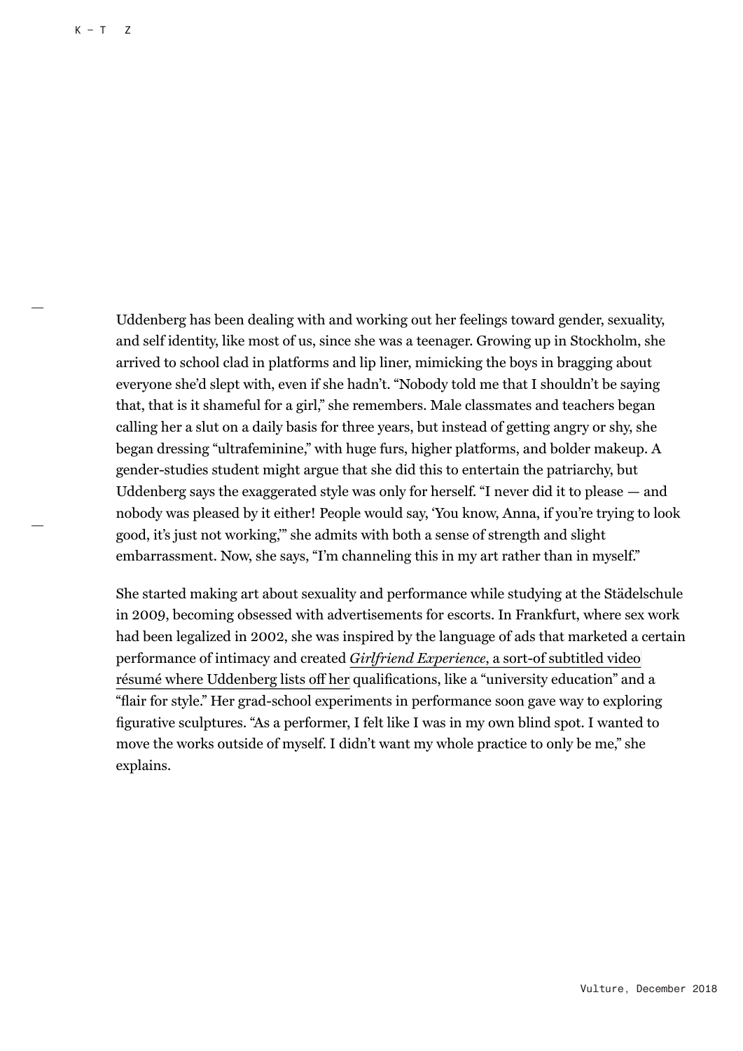Uddenberg has been dealing with and working out her feelings toward gender, sexuality, and self identity, like most of us, since she was a teenager. Growing up in Stockholm, she arrived to school clad in platforms and lip liner, mimicking the boys in bragging about everyone she'd slept with, even if she hadn't. "Nobody told me that I shouldn't be saying that, that is it shameful for a girl," she remembers. Male classmates and teachers began calling her a slut on a daily basis for three years, but instead of getting angry or shy, she began dressing "ultrafeminine," with huge furs, higher platforms, and bolder makeup. A gender-studies student might argue that she did this to entertain the patriarchy, but Uddenberg says the exaggerated style was only for herself. "I never did it to please — and nobody was pleased by it either! People would say, 'You know, Anna, if you're trying to look good, it's just not working,'" she admits with both a sense of strength and slight embarrassment. Now, she says, "I'm channeling this in my art rather than in myself."

She started making art about sexuality and performance while studying at the Städelschule in 2009, becoming obsessed with advertisements for escorts. In Frankfurt, where sex work had been legalized in 2002, she was inspired by the language of ads that marketed a certain performance of intimacy and created *Girlfriend Experience*, a sort-of subtitled video résumé where Uddenberg lists off her qualifications, like a "university education" and a "flair for style." Her grad-school experiments in performance soon gave way to exploring figurative sculptures. "As a performer, I felt like I was in my own blind spot. I wanted to move the works outside of myself. I didn't want my whole practice to only be me," she explains.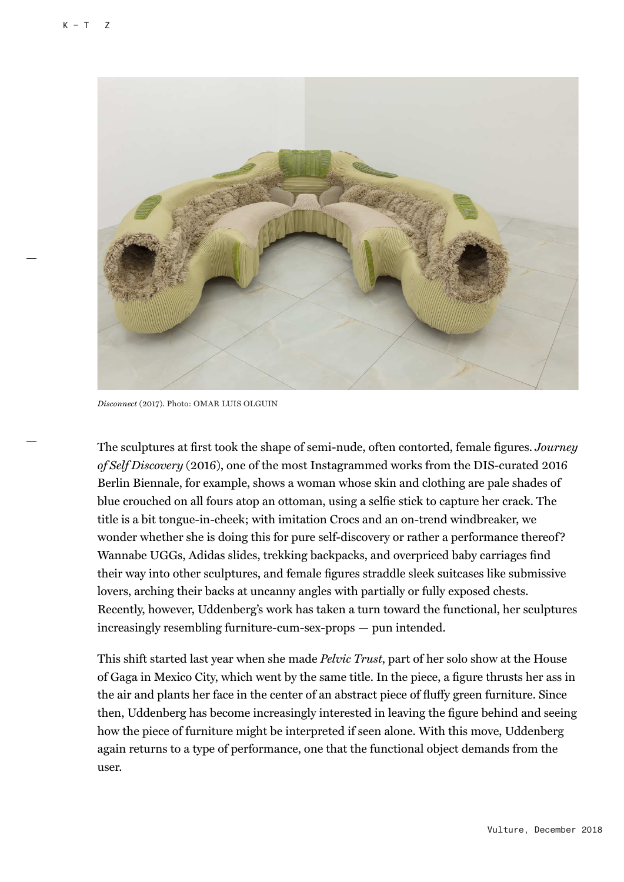*Disconnect* (2017). Photo: OMAR LUIS OLGUIN

The sculptures at first took the shape of semi-nude, often contorted, female figures. *Journey of Self Discovery* (2016), one of the most Instagrammed works from the DIS-curated 2016 Berlin Biennale, for example, shows a woman whose skin and clothing are pale shades of blue crouched on all fours atop an ottoman, using a selfie stick to capture her crack. The title is a bit tongue-in-cheek; with imitation Crocs and an on-trend windbreaker, we wonder whether she is doing this for pure self-discovery or rather a performance thereof? Wannabe UGGs, Adidas slides, trekking backpacks, and overpriced baby carriages find their way into other sculptures, and female figures straddle sleek suitcases like submissive lovers, arching their backs at uncanny angles with partially or fully exposed chests. Recently, however, Uddenberg's work has taken a turn toward the functional, her sculptures increasingly resembling furniture-cum-sex-props — pun intended.

This shift started last year when she made *Pelvic Trust*, part of her solo show at the House of Gaga in Mexico City, which went by the same title. In the piece, a figure thrusts her ass in the air and plants her face in the center of an abstract piece of fluffy green furniture. Since then, Uddenberg has become increasingly interested in leaving the figure behind and seeing how the piece of furniture might be interpreted if seen alone. With this move, Uddenberg again returns to a type of performance, one that the functional object demands from the user.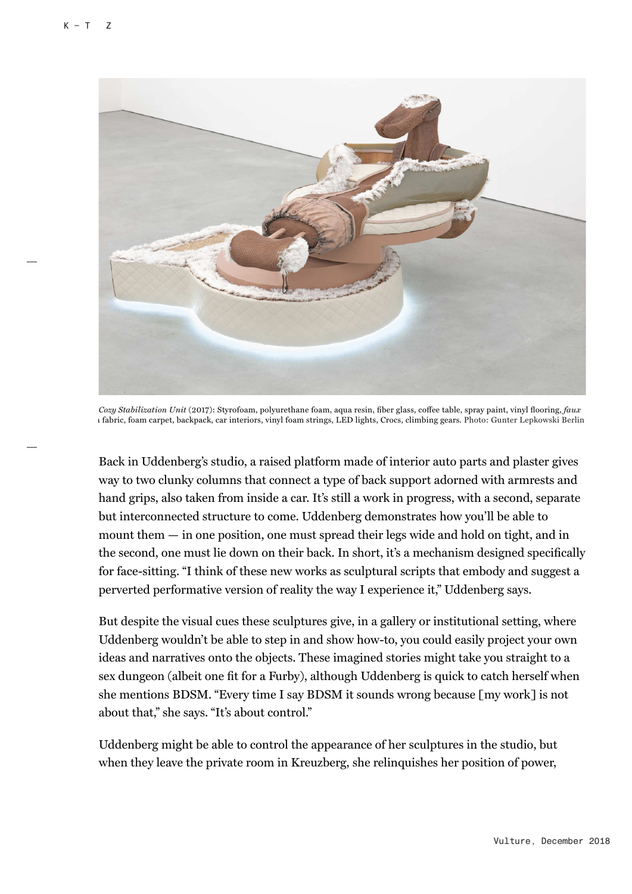*Cozy Stabilization Unit* (2017): Styrofoam, polyurethane foam, aqua resin, fiber glass, coffee table, spray paint, vinyl flooring, *faux* fabric, foam carpet, backpack, car interiors, vinyl foam strings, LED lights, Crocs, climbing gears. Photo: Gunter Lepkowski Berlin

Back in Uddenberg's studio, a raised platform made of interior auto parts and plaster gives way to two clunky columns that connect a type of back support adorned with armrests and hand grips, also taken from inside a car. It's still a work in progress, with a second, separate but interconnected structure to come. Uddenberg demonstrates how you'll be able to mount them — in one position, one must spread their legs wide and hold on tight, and in the second, one must lie down on their back. In short, it's a mechanism designed specifically for face-sitting. "I think of these new works as sculptural scripts that embody and suggest a perverted performative version of reality the way I experience it," Uddenberg says.

But despite the visual cues these sculptures give, in a gallery or institutional setting, where Uddenberg wouldn't be able to step in and show how-to, you could easily project your own ideas and narratives onto the objects. These imagined stories might take you straight to a sex dungeon (albeit one fit for a Furby), although Uddenberg is quick to catch herself when she mentions BDSM. "Every time I say BDSM it sounds wrong because [my work] is not about that," she says. "It's about control."

Uddenberg might be able to control the appearance of her sculptures in the studio, but when they leave the private room in Kreuzberg, she relinquishes her position of power,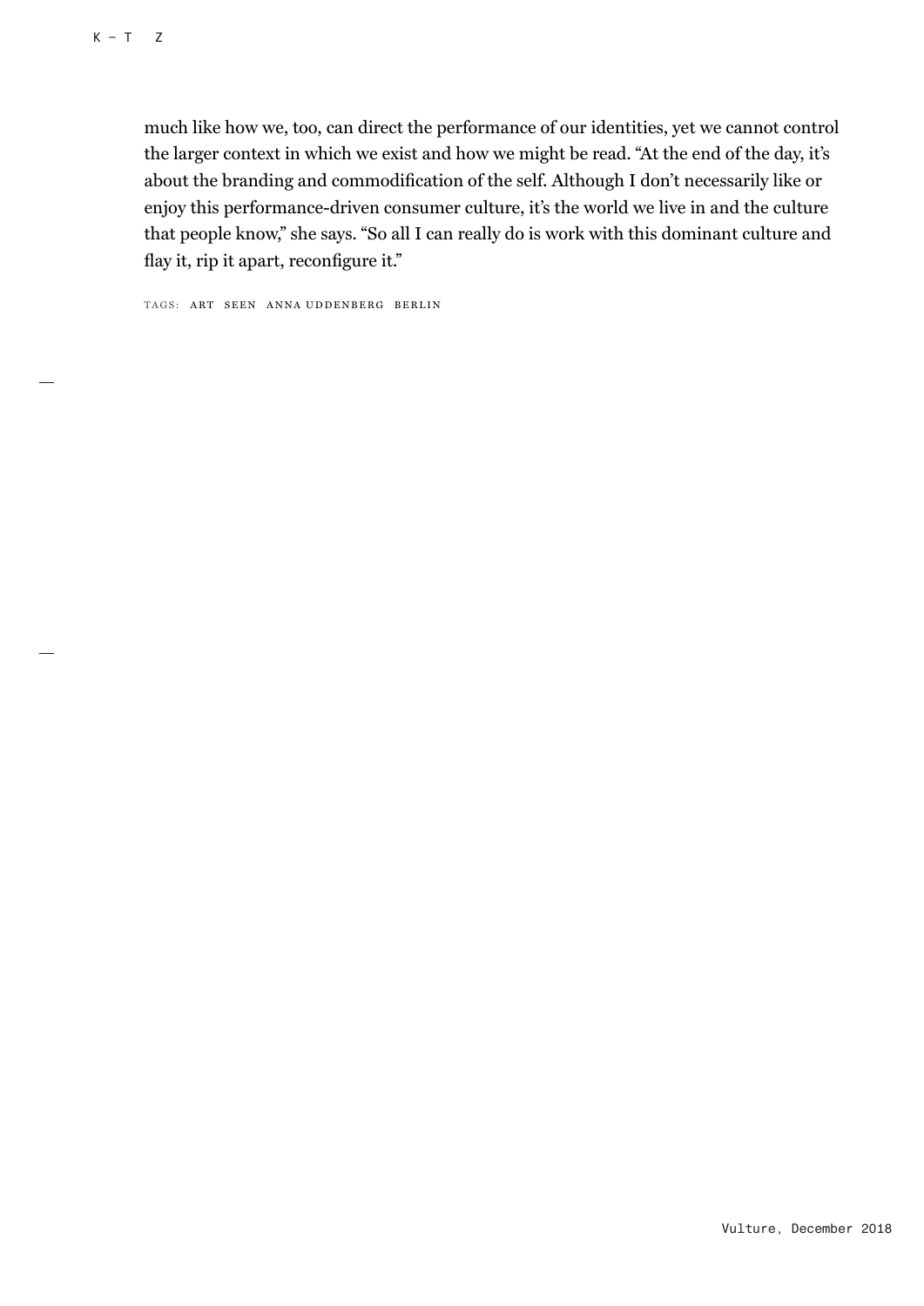much like how we, too, can direct the performance of our identities, yet we cannot control the larger context in which we exist and how we might be read. "At the end of the day, it's about the branding and commodification of the self. Although I don't necessarily like or enjoy this performance-driven consumer culture, it's the world we live in and the culture that people know," she says. "So all I can really do is work with this dominant culture and flay it, rip it apart, reconfigure it."

TAGS: ART SEEN ANNA UDDENBERG BERLIN

Vulture, December 2018